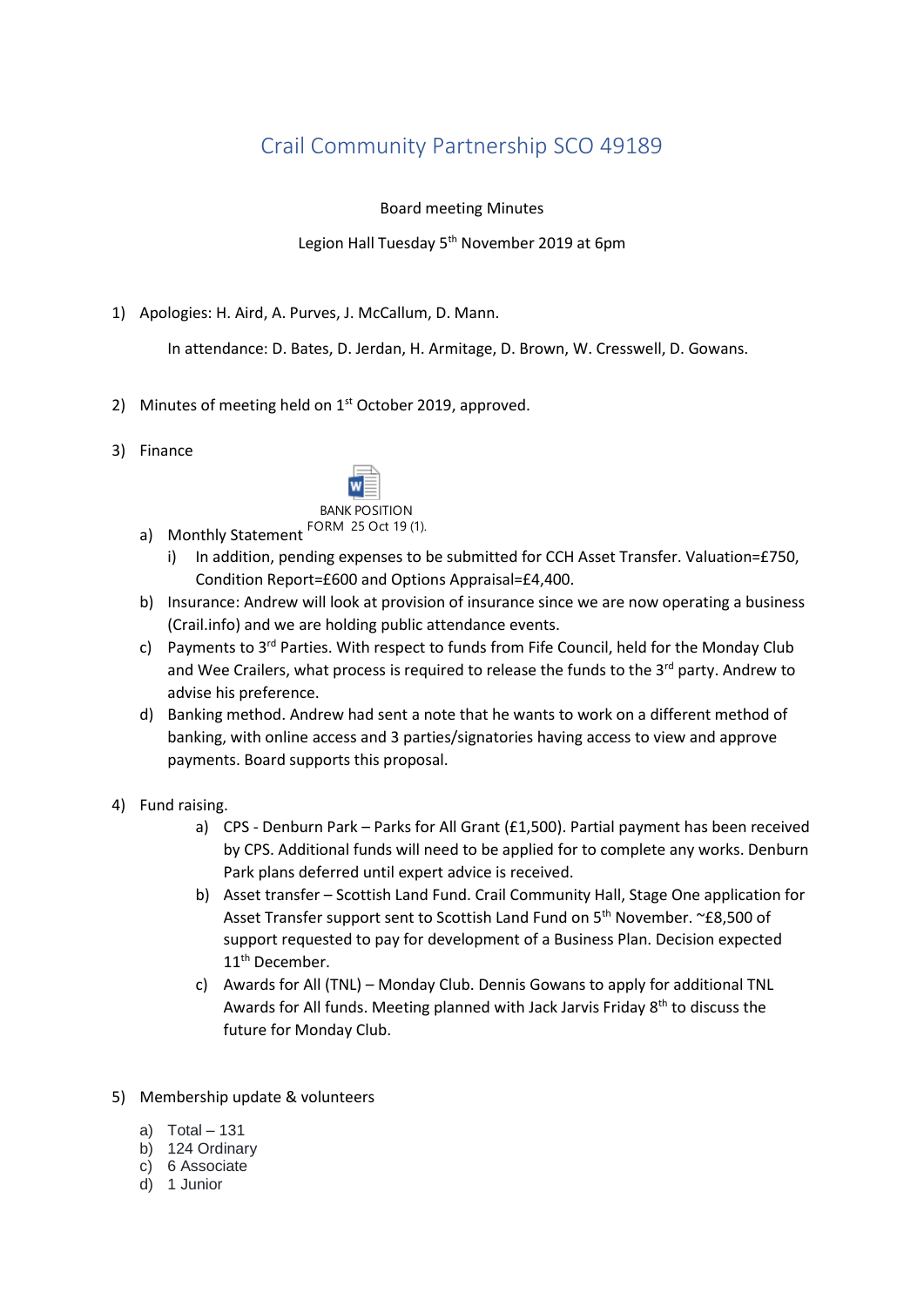# Crail Community Partnership SCO 49189

Board meeting Minutes

Legion Hall Tuesday 5th November 2019 at 6pm

1) Apologies: H. Aird, A. Purves, J. McCallum, D. Mann.

   In attendance: D. Bates, D. Jerdan, H. Armitage, D. Brown, W. Cresswell, D. Gowans.

2) Minutes of meeting held on 1st October 2019, approved.

3) Finance

   a) Monthly Statement BANK POSITION FORM 25 Oct 19 (1).
      i) In addition, pending expenses to be submitted for CCH Asset Transfer. Valuation=£750, Condition Report=£600 and Options Appraisal=£4,400.
   b) Insurance: Andrew will look at provision of insurance since we are now operating a business (Crail.info) and we are holding public attendance events.
   c) Payments to 3rd Parties. With respect to funds from Fife Council, held for the Monday Club and Wee Crailers, what process is required to release the funds to the 3rd party. Andrew to advise his preference.
   d) Banking method. Andrew had sent a note that he wants to work on a different method of banking, with online access and 3 parties/signatories having access to view and approve payments. Board supports this proposal.

4) Fund raising.
   a) CPS - Denburn Park – Parks for All Grant (£1,500). Partial payment has been received by CPS. Additional funds will need to be applied for to complete any works. Denburn Park plans deferred until expert advice is received.
   b) Asset transfer – Scottish Land Fund. Crail Community Hall, Stage One application for Asset Transfer support sent to Scottish Land Fund on 5th November. ~£8,500 of support requested to pay for development of a Business Plan. Decision expected 11th December.
   c) Awards for All (TNL) – Monday Club. Dennis Gowans to apply for additional TNL Awards for All funds. Meeting planned with Jack Jarvis Friday 8th to discuss the future for Monday Club.

5) Membership update & volunteers

   a) Total – 131
   b) 124 Ordinary
   c) 6 Associate
   d) 1 Junior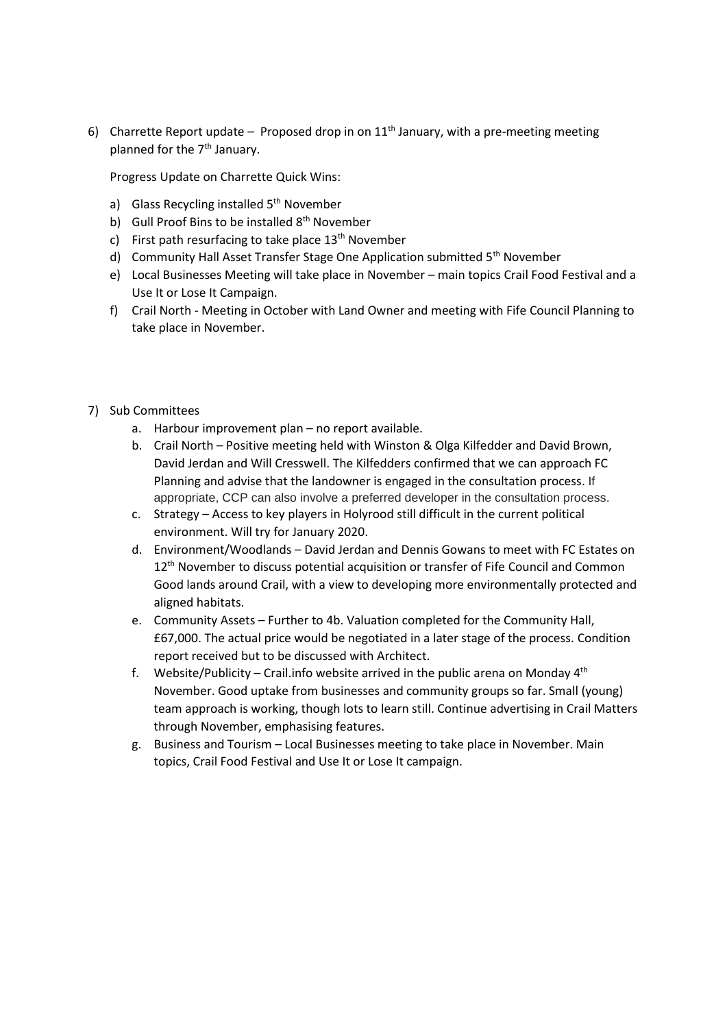6) Charrette Report update – Proposed drop in on 11th January, with a pre-meeting meeting planned for the 7th January.

   Progress Update on Charrette Quick Wins:

   a) Glass Recycling installed 5th November
   b) Gull Proof Bins to be installed 8th November
   c) First path resurfacing to take place 13th November
   d) Community Hall Asset Transfer Stage One Application submitted 5th November
   e) Local Businesses Meeting will take place in November – main topics Crail Food Festival and a Use It or Lose It Campaign.
   f) Crail North - Meeting in October with Land Owner and meeting with Fife Council Planning to take place in November.

7) Sub Committees
   a. Harbour improvement plan – no report available.
   b. Crail North – Positive meeting held with Winston & Olga Kilfedder and David Brown, David Jerdan and Will Cresswell. The Kilfedders confirmed that we can approach FC Planning and advise that the landowner is engaged in the consultation process. If appropriate, CCP can also involve a preferred developer in the consultation process.
   c. Strategy – Access to key players in Holyrood still difficult in the current political environment. Will try for January 2020.
   d. Environment/Woodlands – David Jerdan and Dennis Gowans to meet with FC Estates on 12th November to discuss potential acquisition or transfer of Fife Council and Common Good lands around Crail, with a view to developing more environmentally protected and aligned habitats.
   e. Community Assets – Further to 4b. Valuation completed for the Community Hall, £67,000. The actual price would be negotiated in a later stage of the process. Condition report received but to be discussed with Architect.
   f. Website/Publicity – Crail.info website arrived in the public arena on Monday 4th November. Good uptake from businesses and community groups so far. Small (young) team approach is working, though lots to learn still. Continue advertising in Crail Matters through November, emphasising features.
   g. Business and Tourism – Local Businesses meeting to take place in November. Main topics, Crail Food Festival and Use It or Lose It campaign.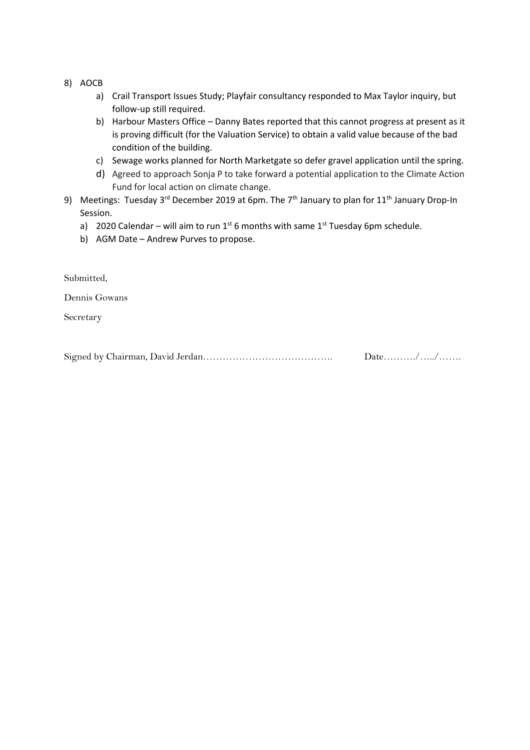8) AOCB
   a) Crail Transport Issues Study; Playfair consultancy responded to Max Taylor inquiry, but follow-up still required.
   b) Harbour Masters Office – Danny Bates reported that this cannot progress at present as it is proving difficult (for the Valuation Service) to obtain a valid value because of the bad condition of the building.
   c) Sewage works planned for North Marketgate so defer gravel application until the spring.
   d) Agreed to approach Sonja P to take forward a potential application to the Climate Action Fund for local action on climate change.
9) Meetings: Tuesday 3rd December 2019 at 6pm. The 7th January to plan for 11th January Drop-In Session.
   a) 2020 Calendar – will aim to run 1st 6 months with same 1st Tuesday 6pm schedule.
   b) AGM Date – Andrew Purves to propose.

Submitted,

Dennis Gowans

Secretary

Signed by Chairman, David Jerdan…………………………………. Date………./…../…….